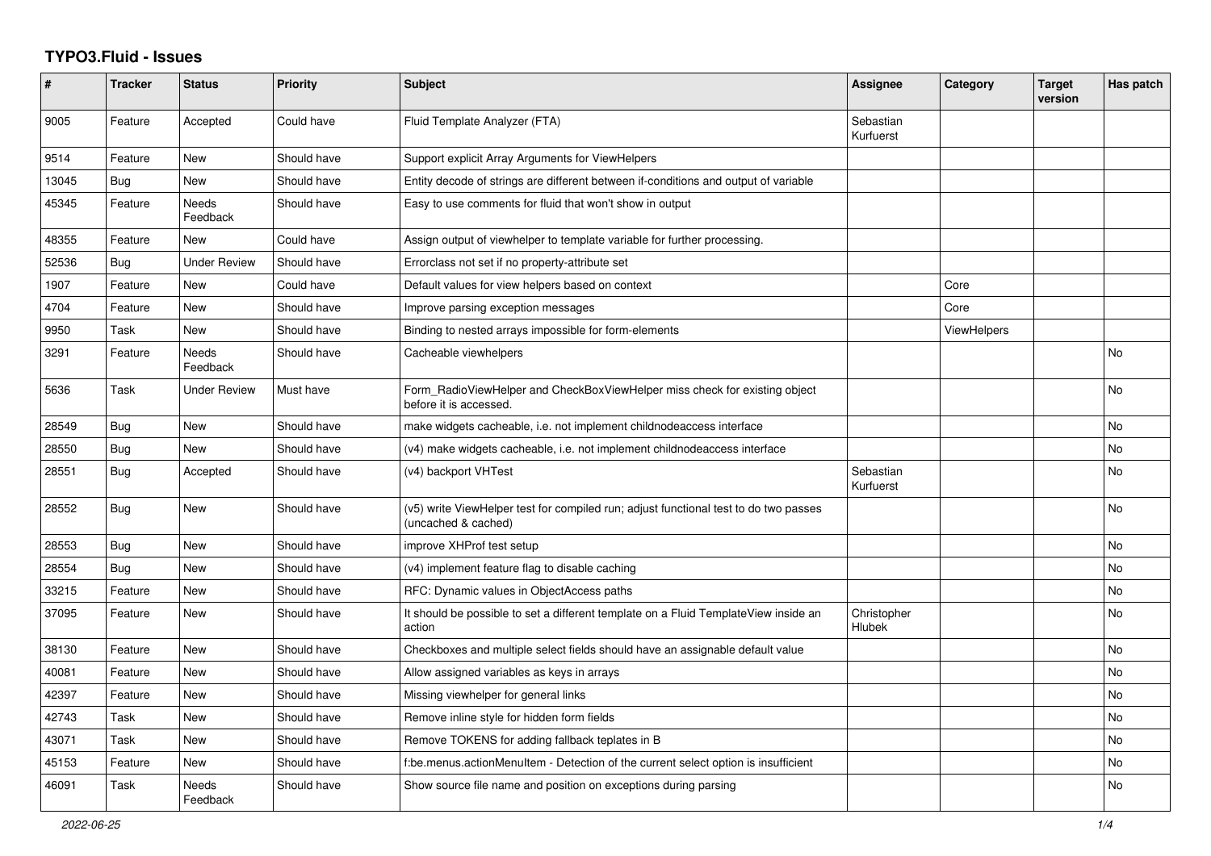# TYPO3.Fluid - Issues

| # | Tracker | Status | Priority | Subject | Assignee | Category | Target version | Has patch |
|---|---|---|---|---|---|---|---|---|
| 9005 | Feature | Accepted | Could have | Fluid Template Analyzer (FTA) | Sebastian Kurfuerst | | | |
| 9514 | Feature | New | Should have | Support explicit Array Arguments for ViewHelpers | | | | |
| 13045 | Bug | New | Should have | Entity decode of strings are different between if-conditions and output of variable | | | | |
| 45345 | Feature | Needs Feedback | Should have | Easy to use comments for fluid that won't show in output | | | | |
| 48355 | Feature | New | Could have | Assign output of viewhelper to template variable for further processing. | | | | |
| 52536 | Bug | Under Review | Should have | Errorclass not set if no property-attribute set | | | | |
| 1907 | Feature | New | Could have | Default values for view helpers based on context | | Core | | |
| 4704 | Feature | New | Should have | Improve parsing exception messages | | Core | | |
| 9950 | Task | New | Should have | Binding to nested arrays impossible for form-elements | | ViewHelpers | | |
| 3291 | Feature | Needs Feedback | Should have | Cacheable viewhelpers | | | | No |
| 5636 | Task | Under Review | Must have | Form_RadioViewHelper and CheckBoxViewHelper miss check for existing object before it is accessed. | | | | No |
| 28549 | Bug | New | Should have | make widgets cacheable, i.e. not implement childnodeaccess interface | | | | No |
| 28550 | Bug | New | Should have | (v4) make widgets cacheable, i.e. not implement childnodeaccess interface | | | | No |
| 28551 | Bug | Accepted | Should have | (v4) backport VHTest | Sebastian Kurfuerst | | | No |
| 28552 | Bug | New | Should have | (v5) write ViewHelper test for compiled run; adjust functional test to do two passes (uncached & cached) | | | | No |
| 28553 | Bug | New | Should have | improve XHProf test setup | | | | No |
| 28554 | Bug | New | Should have | (v4) implement feature flag to disable caching | | | | No |
| 33215 | Feature | New | Should have | RFC: Dynamic values in ObjectAccess paths | | | | No |
| 37095 | Feature | New | Should have | It should be possible to set a different template on a Fluid TemplateView inside an action | Christopher Hlubek | | | No |
| 38130 | Feature | New | Should have | Checkboxes and multiple select fields should have an assignable default value | | | | No |
| 40081 | Feature | New | Should have | Allow assigned variables as keys in arrays | | | | No |
| 42397 | Feature | New | Should have | Missing viewhelper for general links | | | | No |
| 42743 | Task | New | Should have | Remove inline style for hidden form fields | | | | No |
| 43071 | Task | New | Should have | Remove TOKENS for adding fallback teplates in B | | | | No |
| 45153 | Feature | New | Should have | f:be.menus.actionMenuItem - Detection of the current select option is insufficient | | | | No |
| 46091 | Task | Needs Feedback | Should have | Show source file name and position on exceptions during parsing | | | | No |

2022-06-25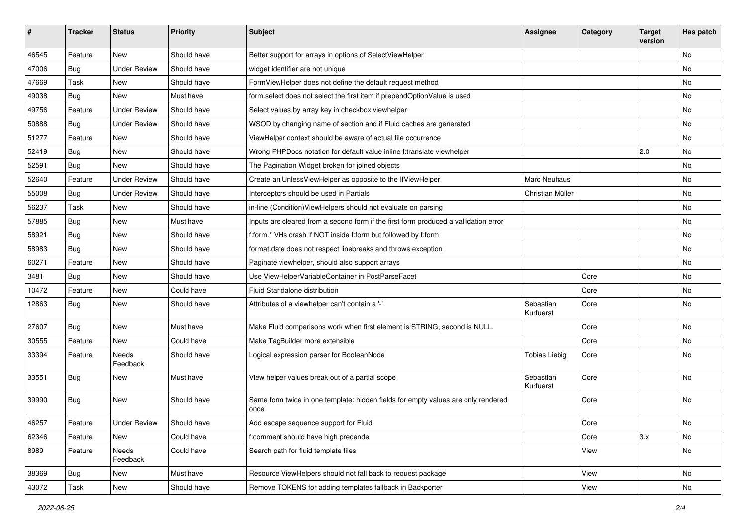| # | Tracker | Status | Priority | Subject | Assignee | Category | Target version | Has patch |
|---|---|---|---|---|---|---|---|---|
| 46545 | Feature | New | Should have | Better support for arrays in options of SelectViewHelper | | | | No |
| 47006 | Bug | Under Review | Should have | widget identifier are not unique | | | | No |
| 47669 | Task | New | Should have | FormViewHelper does not define the default request method | | | | No |
| 49038 | Bug | New | Must have | form.select does not select the first item if prependOptionValue is used | | | | No |
| 49756 | Feature | Under Review | Should have | Select values by array key in checkbox viewhelper | | | | No |
| 50888 | Bug | Under Review | Should have | WSOD by changing name of section and if Fluid caches are generated | | | | No |
| 51277 | Feature | New | Should have | ViewHelper context should be aware of actual file occurrence | | | | No |
| 52419 | Bug | New | Should have | Wrong PHPDocs notation for default value inline f:translate viewhelper | | | 2.0 | No |
| 52591 | Bug | New | Should have | The Pagination Widget broken for joined objects | | | | No |
| 52640 | Feature | Under Review | Should have | Create an UnlessViewHelper as opposite to the IfViewHelper | Marc Neuhaus | | | No |
| 55008 | Bug | Under Review | Should have | Interceptors should be used in Partials | Christian Müller | | | No |
| 56237 | Task | New | Should have | in-line (Condition)ViewHelpers should not evaluate on parsing | | | | No |
| 57885 | Bug | New | Must have | Inputs are cleared from a second form if the first form produced a vallidation error | | | | No |
| 58921 | Bug | New | Should have | f:form.* VHs crash if NOT inside f:form but followed by f:form | | | | No |
| 58983 | Bug | New | Should have | format.date does not respect linebreaks and throws exception | | | | No |
| 60271 | Feature | New | Should have | Paginate viewhelper, should also support arrays | | | | No |
| 3481 | Bug | New | Should have | Use ViewHelperVariableContainer in PostParseFacet | | Core | | No |
| 10472 | Feature | New | Could have | Fluid Standalone distribution | | Core | | No |
| 12863 | Bug | New | Should have | Attributes of a viewhelper can't contain a '-' | Sebastian Kurfuerst | Core | | No |
| 27607 | Bug | New | Must have | Make Fluid comparisons work when first element is STRING, second is NULL. | | Core | | No |
| 30555 | Feature | New | Could have | Make TagBuilder more extensible | | Core | | No |
| 33394 | Feature | Needs Feedback | Should have | Logical expression parser for BooleanNode | Tobias Liebig | Core | | No |
| 33551 | Bug | New | Must have | View helper values break out of a partial scope | Sebastian Kurfuerst | Core | | No |
| 39990 | Bug | New | Should have | Same form twice in one template: hidden fields for empty values are only rendered once | | Core | | No |
| 46257 | Feature | Under Review | Should have | Add escape sequence support for Fluid | | Core | | No |
| 62346 | Feature | New | Could have | f:comment should have high precende | | Core | 3.x | No |
| 8989 | Feature | Needs Feedback | Could have | Search path for fluid template files | | View | | No |
| 38369 | Bug | New | Must have | Resource ViewHelpers should not fall back to request package | | View | | No |
| 43072 | Task | New | Should have | Remove TOKENS for adding templates fallback in Backporter | | View | | No |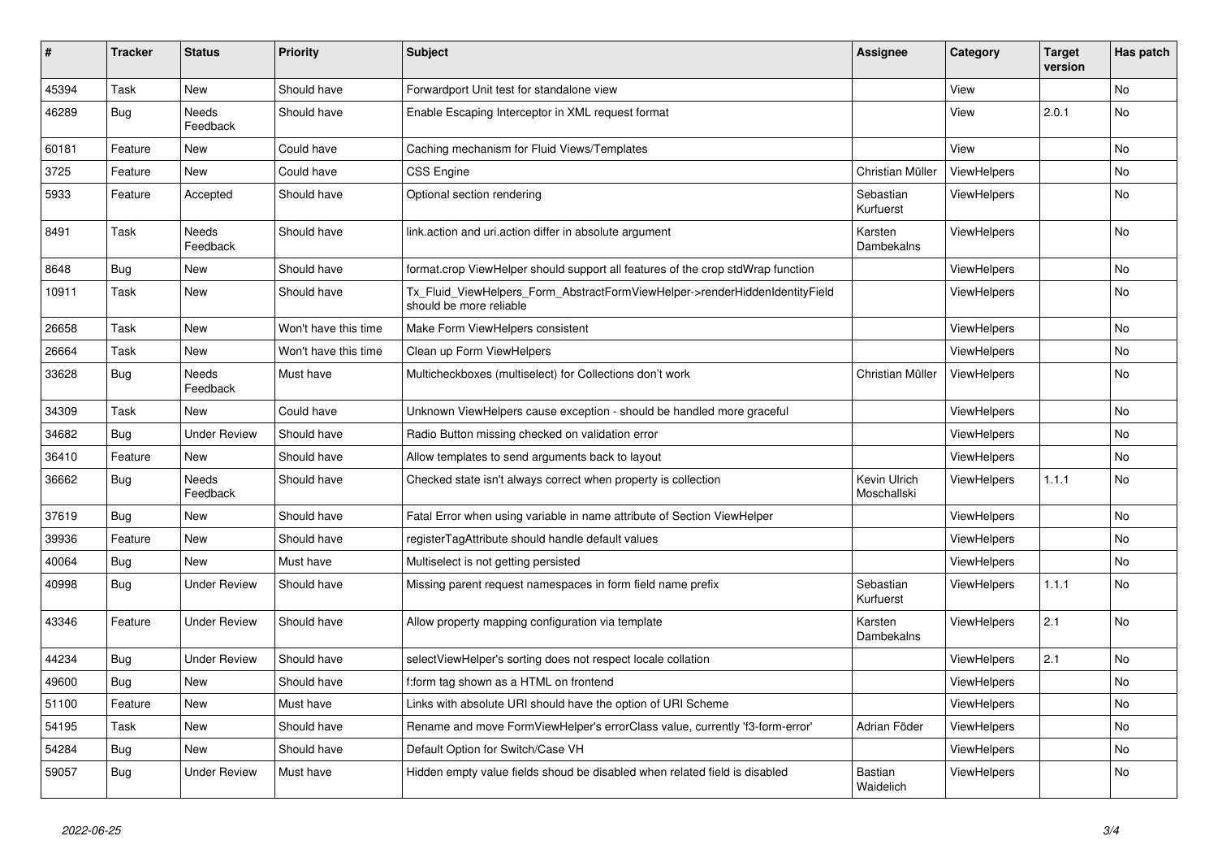| # | Tracker | Status | Priority | Subject | Assignee | Category | Target version | Has patch |
|---|---|---|---|---|---|---|---|---|
| 45394 | Task | New | Should have | Forwardport Unit test for standalone view | | View | | No |
| 46289 | Bug | Needs Feedback | Should have | Enable Escaping Interceptor in XML request format | | View | 2.0.1 | No |
| 60181 | Feature | New | Could have | Caching mechanism for Fluid Views/Templates | | View | | No |
| 3725 | Feature | New | Could have | CSS Engine | Christian Müller | ViewHelpers | | No |
| 5933 | Feature | Accepted | Should have | Optional section rendering | Sebastian Kurfuerst | ViewHelpers | | No |
| 8491 | Task | Needs Feedback | Should have | link.action and uri.action differ in absolute argument | Karsten Dambekalns | ViewHelpers | | No |
| 8648 | Bug | New | Should have | format.crop ViewHelper should support all features of the crop stdWrap function | | ViewHelpers | | No |
| 10911 | Task | New | Should have | Tx_Fluid_ViewHelpers_Form_AbstractFormViewHelper->renderHiddenIdentityField should be more reliable | | ViewHelpers | | No |
| 26658 | Task | New | Won't have this time | Make Form ViewHelpers consistent | | ViewHelpers | | No |
| 26664 | Task | New | Won't have this time | Clean up Form ViewHelpers | | ViewHelpers | | No |
| 33628 | Bug | Needs Feedback | Must have | Multicheckboxes (multiselect) for Collections don't work | Christian Müller | ViewHelpers | | No |
| 34309 | Task | New | Could have | Unknown ViewHelpers cause exception - should be handled more graceful | | ViewHelpers | | No |
| 34682 | Bug | Under Review | Should have | Radio Button missing checked on validation error | | ViewHelpers | | No |
| 36410 | Feature | New | Should have | Allow templates to send arguments back to layout | | ViewHelpers | | No |
| 36662 | Bug | Needs Feedback | Should have | Checked state isn't always correct when property is collection | Kevin Ulrich Moschallski | ViewHelpers | 1.1.1 | No |
| 37619 | Bug | New | Should have | Fatal Error when using variable in name attribute of Section ViewHelper | | ViewHelpers | | No |
| 39936 | Feature | New | Should have | registerTagAttribute should handle default values | | ViewHelpers | | No |
| 40064 | Bug | New | Must have | Multiselect is not getting persisted | | ViewHelpers | | No |
| 40998 | Bug | Under Review | Should have | Missing parent request namespaces in form field name prefix | Sebastian Kurfuerst | ViewHelpers | 1.1.1 | No |
| 43346 | Feature | Under Review | Should have | Allow property mapping configuration via template | Karsten Dambekalns | ViewHelpers | 2.1 | No |
| 44234 | Bug | Under Review | Should have | selectViewHelper's sorting does not respect locale collation | | ViewHelpers | 2.1 | No |
| 49600 | Bug | New | Should have | f:form tag shown as a HTML on frontend | | ViewHelpers | | No |
| 51100 | Feature | New | Must have | Links with absolute URI should have the option of URI Scheme | | ViewHelpers | | No |
| 54195 | Task | New | Should have | Rename and move FormViewHelper's errorClass value, currently 'f3-form-error' | Adrian Föder | ViewHelpers | | No |
| 54284 | Bug | New | Should have | Default Option for Switch/Case VH | | ViewHelpers | | No |
| 59057 | Bug | Under Review | Must have | Hidden empty value fields shoud be disabled when related field is disabled | Bastian Waidelich | ViewHelpers | | No |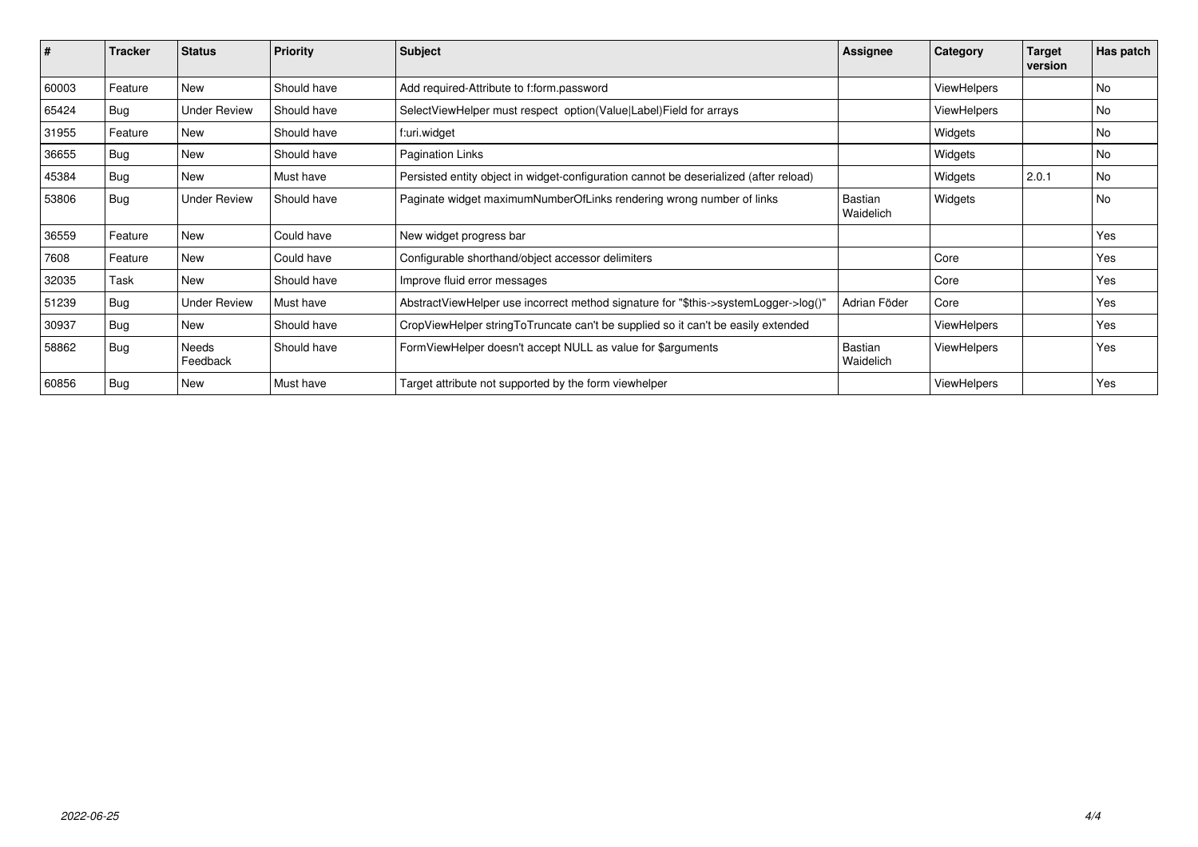| # | Tracker | Status | Priority | Subject | Assignee | Category | Target version | Has patch |
|---|---|---|---|---|---|---|---|---|
| 60003 | Feature | New | Should have | Add required-Attribute to f:form.password | | ViewHelpers | | No |
| 65424 | Bug | Under Review | Should have | SelectViewHelper must respect option(Value\|Label)Field for arrays | | ViewHelpers | | No |
| 31955 | Feature | New | Should have | f:uri.widget | | Widgets | | No |
| 36655 | Bug | New | Should have | Pagination Links | | Widgets | | No |
| 45384 | Bug | New | Must have | Persisted entity object in widget-configuration cannot be deserialized (after reload) | | Widgets | 2.0.1 | No |
| 53806 | Bug | Under Review | Should have | Paginate widget maximumNumberOfLinks rendering wrong number of links | Bastian Waidelich | Widgets | | No |
| 36559 | Feature | New | Could have | New widget progress bar | | | | Yes |
| 7608 | Feature | New | Could have | Configurable shorthand/object accessor delimiters | | Core | | Yes |
| 32035 | Task | New | Should have | Improve fluid error messages | | Core | | Yes |
| 51239 | Bug | Under Review | Must have | AbstractViewHelper use incorrect method signature for "$this->systemLogger->log()" | Adrian Föder | Core | | Yes |
| 30937 | Bug | New | Should have | CropViewHelper stringToTruncate can't be supplied so it can't be easily extended | | ViewHelpers | | Yes |
| 58862 | Bug | Needs Feedback | Should have | FormViewHelper doesn't accept NULL as value for $arguments | Bastian Waidelich | ViewHelpers | | Yes |
| 60856 | Bug | New | Must have | Target attribute not supported by the form viewhelper | | ViewHelpers | | Yes |

*2022-06-25*